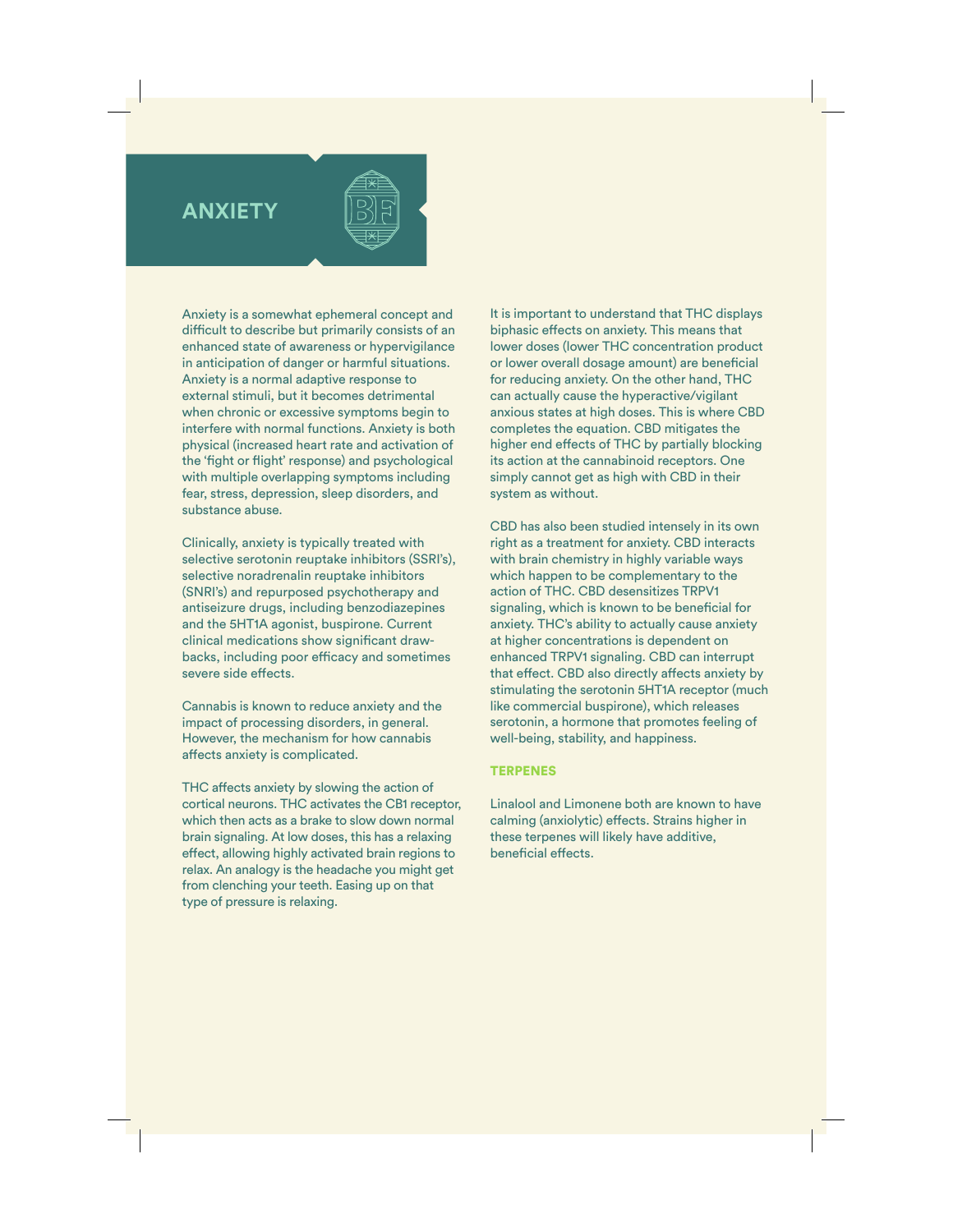# ANXIETY

Anxiety is a somewhat ephemeral concept and difficult to describe but primarily consists of an enhanced state of awareness or hypervigilance in anticipation of danger or harmful situations. Anxiety is a normal adaptive response to external stimuli, but it becomes detrimental when chronic or excessive symptoms begin to interfere with normal functions. Anxiety is both physical (increased heart rate and activation of the 'fight or flight' response) and psychological with multiple overlapping symptoms including fear, stress, depression, sleep disorders, and substance abuse.

Clinically, anxiety is typically treated with selective serotonin reuptake inhibitors (SSRI's), selective noradrenalin reuptake inhibitors (SNRI's) and repurposed psychotherapy and antiseizure drugs, including benzodiazepines and the 5HT1A agonist, buspirone. Current clinical medications show significant draw-backs, including poor efficacy and sometimes severe side effects.

Cannabis is known to reduce anxiety and the impact of processing disorders, in general. However, the mechanism for how cannabis affects anxiety is complicated.

THC affects anxiety by slowing the action of cortical neurons. THC activates the CB1 receptor, which then acts as a brake to slow down normal brain signaling. At low doses, this has a relaxing effect, allowing highly activated brain regions to relax. An analogy is the headache you might get from clenching your teeth. Easing up on that type of pressure is relaxing.

It is important to understand that THC displays biphasic effects on anxiety. This means that lower doses (lower THC concentration product or lower overall dosage amount) are beneficial for reducing anxiety. On the other hand, THC can actually cause the hyperactive/vigilant anxious states at high doses. This is where CBD completes the equation. CBD mitigates the higher end effects of THC by partially blocking its action at the cannabinoid receptors. One simply cannot get as high with CBD in their system as without.

CBD has also been studied intensely in its own right as a treatment for anxiety. CBD interacts with brain chemistry in highly variable ways which happen to be complementary to the action of THC. CBD desensitizes TRPV1 signaling, which is known to be beneficial for anxiety. THC's ability to actually cause anxiety at higher concentrations is dependent on enhanced TRPV1 signaling. CBD can interrupt that effect. CBD also directly affects anxiety by stimulating the serotonin 5HT1A receptor (much like commercial buspirone), which releases serotonin, a hormone that promotes feeling of well-being, stability, and happiness.

## TERPENES

Linalool and Limonene both are known to have calming (anxiolytic) effects. Strains higher in these terpenes will likely have additive, beneficial effects.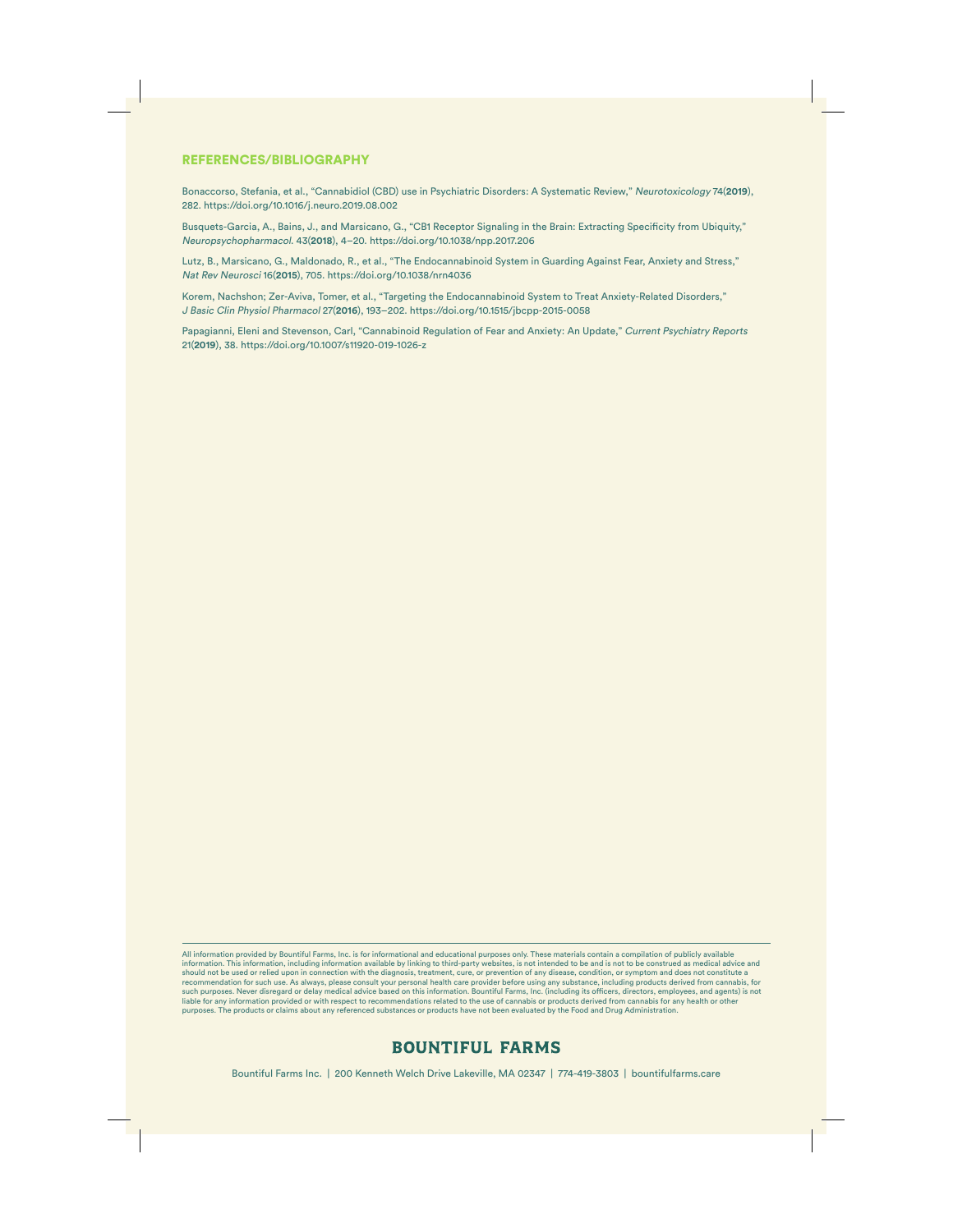## REFERENCES/BIBLIOGRAPHY

Bonaccorso, Stefania, et al., "Cannabidiol (CBD) use in Psychiatric Disorders: A Systematic Review," *Neurotoxicology* 74(**2019**), 282. https://doi.org/10.1016/j.neuro.2019.08.002

Busquets-Garcia, A., Bains, J., and Marsicano, G., "CB1 Receptor Signaling in the Brain: Extracting Specificity from Ubiquity," *Neuropsychopharmacol.* 43(**2018**), 4–20. https://doi.org/10.1038/npp.2017.206

Lutz, B., Marsicano, G., Maldonado, R., et al., "The Endocannabinoid System in Guarding Against Fear, Anxiety and Stress," *Nat Rev Neurosci* 16(**2015**), 705. https://doi.org/10.1038/nrn4036

Korem, Nachshon; Zer-Aviva, Tomer, et al., "Targeting the Endocannabinoid System to Treat Anxiety-Related Disorders," *J Basic Clin Physiol Pharmacol* 27(**2016**), 193–202. https://doi.org/10.1515/jbcpp-2015-0058

Papagianni, Eleni and Stevenson, Carl, "Cannabinoid Regulation of Fear and Anxiety: An Update," *Current Psychiatry Reports* 21(**2019**), 38. https://doi.org/10.1007/s11920-019-1026-z

---

All information provided by Bountiful Farms, Inc. is for informational and educational purposes only. These materials contain a compilation of publicly available information. This information, including information available by linking to third-party websites, is not intended to be and is not to be construed as medical advice and should not be used or relied upon in connection with the diagnosis, treatment, cure, or prevention of any disease, condition, or symptom and does not constitute a recommendation for such use. As always, please consult your personal health care provider before using any substance, including products derived from cannabis, for such purposes. Never disregard or delay medical advice based on this information. Bountiful Farms, Inc. (including its officers, directors, employees, and agents) is not liable for any information provided or with respect to recommendations related to the use of cannabis or products derived from cannabis for any health or other purposes. The products or claims about any referenced substances or products have not been evaluated by the Food and Drug Administration.

**BOUNTIFUL FARMS**

Bountiful Farms Inc. | 200 Kenneth Welch Drive Lakeville, MA 02347 | 774-419-3803 | bountifulfarms.care